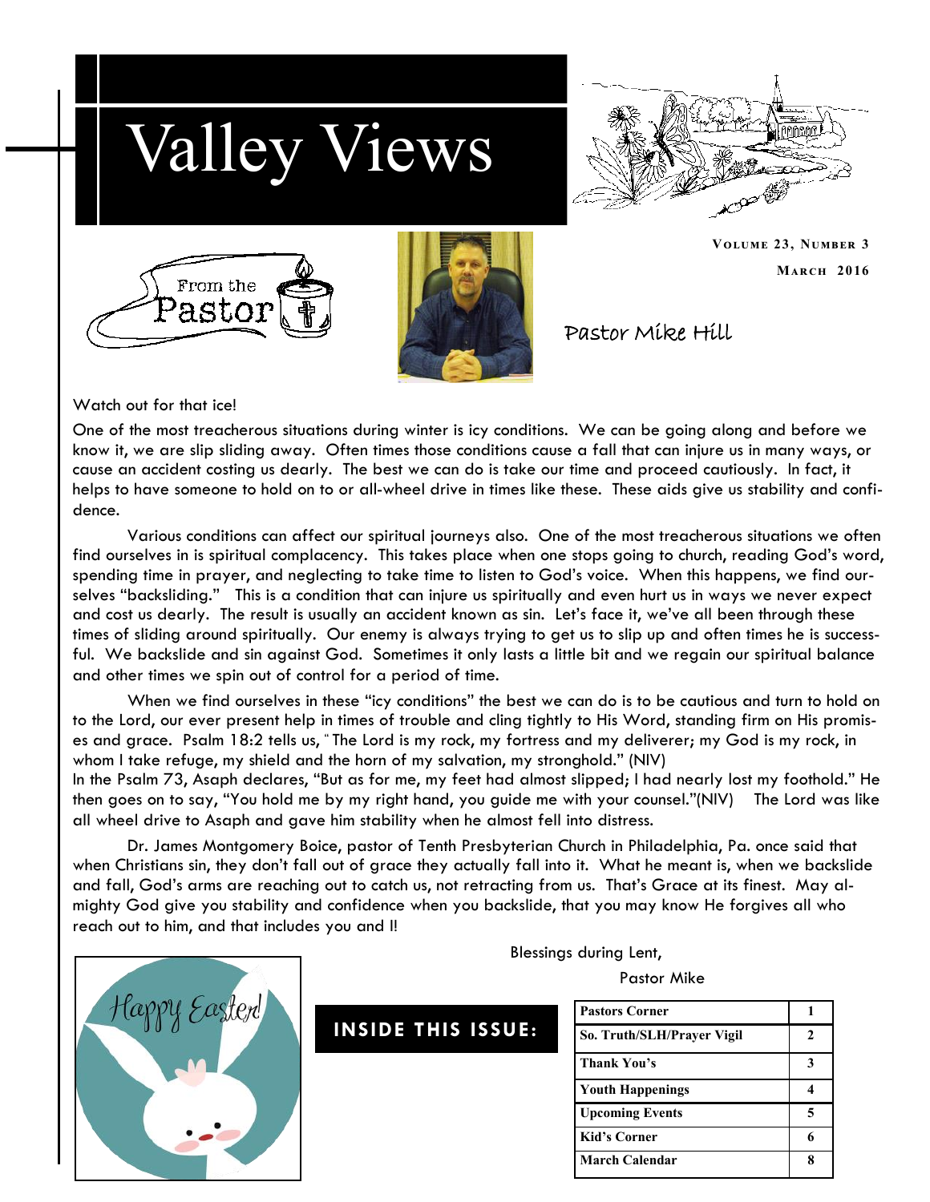# Valley Views

**Volume 23, Number 3**

**March 2016**

From the Pastor

Pastor Mike Hill

Watch out for that ice!

One of the most treacherous situations during winter is icy conditions. We can be going along and before we know it, we are slip sliding away. Often times those conditions cause a fall that can injure us in many ways, or cause an accident costing us dearly. The best we can do is take our time and proceed cautiously. In fact, it helps to have someone to hold on to or all-wheel drive in times like these. These aids give us stability and confidence.

Various conditions can affect our spiritual journeys also. One of the most treacherous situations we often find ourselves in is spiritual complacency. This takes place when one stops going to church, reading God's word, spending time in prayer, and neglecting to take time to listen to God's voice. When this happens, we find ourselves "backsliding." This is a condition that can injure us spiritually and even hurt us in ways we never expect and cost us dearly. The result is usually an accident known as sin. Let's face it, we've all been through these times of sliding around spiritually. Our enemy is always trying to get us to slip up and often times he is successful. We backslide and sin against God. Sometimes it only lasts a little bit and we regain our spiritual balance and other times we spin out of control for a period of time.

When we find ourselves in these "icy conditions" the best we can do is to be cautious and turn to hold on to the Lord, our ever present help in times of trouble and cling tightly to His Word, standing firm on His promises and grace. Psalm 18:2 tells us, " The Lord is my rock, my fortress and my deliverer; my God is my rock, in whom I take refuge, my shield and the horn of my salvation, my stronghold." (NIV)

In the Psalm 73, Asaph declares, "But as for me, my feet had almost slipped; I had nearly lost my foothold." He then goes on to say, "You hold me by my right hand, you guide me with your counsel."(NIV) The Lord was like all wheel drive to Asaph and gave him stability when he almost fell into distress.

Dr. James Montgomery Boice, pastor of Tenth Presbyterian Church in Philadelphia, Pa. once said that when Christians sin, they don't fall out of grace they actually fall into it. What he meant is, when we backslide and fall, God's arms are reaching out to catch us, not retracting from us. That's Grace at its finest. May almighty God give you stability and confidence when you backslide, that you may know He forgives all who reach out to him, and that includes you and I!

Blessings during Lent,

Pastor Mike

Happy Easter!

## Inside this issue:

| Section | Page |
|---|---|
| Pastors Corner | 1 |
| So. Truth/SLH/Prayer Vigil | 2 |
| Thank You's | 3 |
| Youth Happenings | 4 |
| Upcoming Events | 5 |
| Kid's Corner | 6 |
| March Calendar | 8 |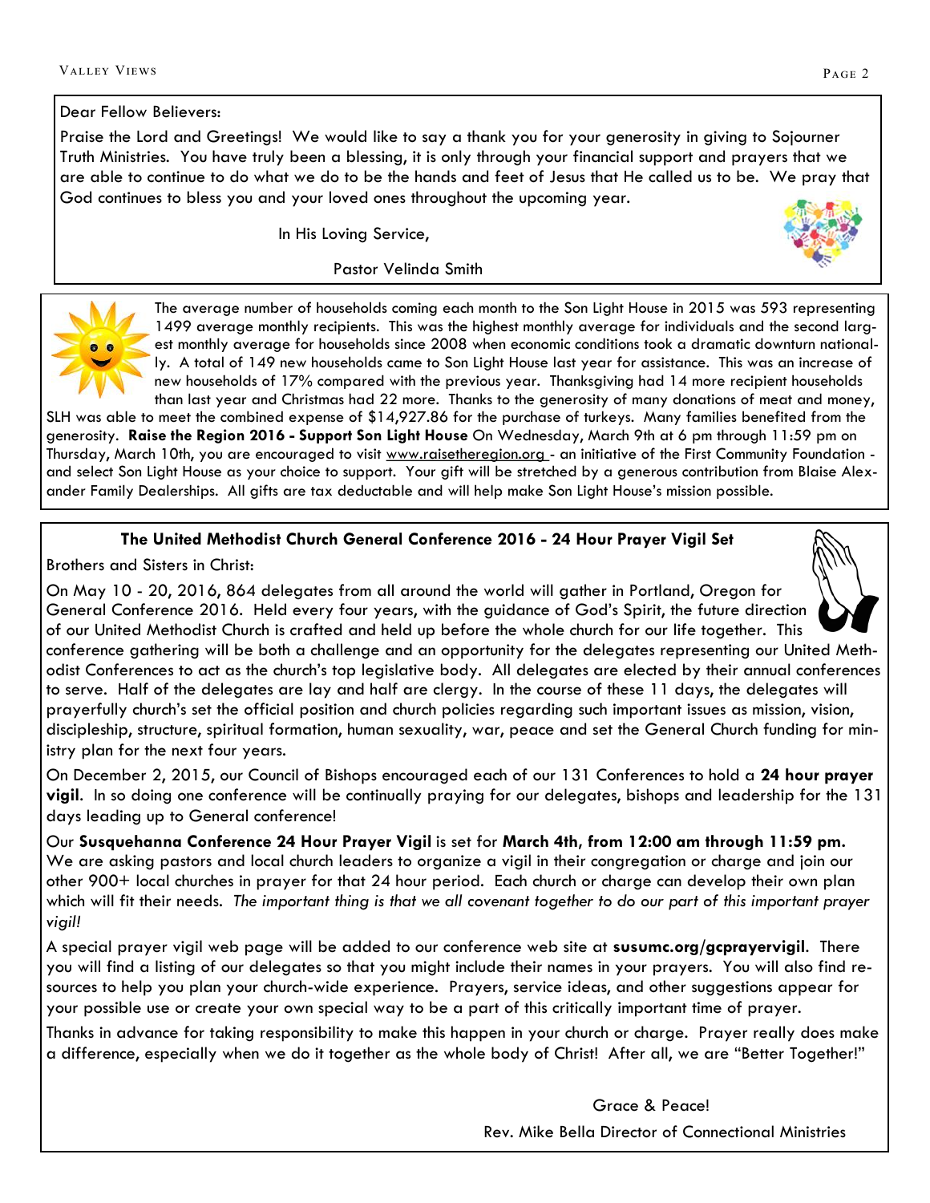Dear Fellow Believers:

Praise the Lord and Greetings! We would like to say a thank you for your generosity in giving to Sojourner Truth Ministries. You have truly been a blessing, it is only through your financial support and prayers that we are able to continue to do what we do to be the hands and feet of Jesus that He called us to be. We pray that God continues to bless you and your loved ones throughout the upcoming year.

In His Loving Service,

Pastor Velinda Smith

The average number of households coming each month to the Son Light House in 2015 was 593 representing 1499 average monthly recipients. This was the highest monthly average for individuals and the second largest monthly average for households since 2008 when economic conditions took a dramatic downturn nationally. A total of 149 new households came to Son Light House last year for assistance. This was an increase of new households of 17% compared with the previous year. Thanksgiving had 14 more recipient households than last year and Christmas had 22 more. Thanks to the generosity of many donations of meat and money, SLH was able to meet the combined expense of $14,927.86 for the purchase of turkeys. Many families benefited from the generosity. **Raise the Region 2016 - Support Son Light House** On Wednesday, March 9th at 6 pm through 11:59 pm on Thursday, March 10th, you are encouraged to visit www.raisetheregion.org - an initiative of the First Community Foundation - and select Son Light House as your choice to support. Your gift will be stretched by a generous contribution from Blaise Alexander Family Dealerships. All gifts are tax deductable and will help make Son Light House's mission possible.

## The United Methodist Church General Conference 2016 - 24 Hour Prayer Vigil Set

Brothers and Sisters in Christ:

On May 10 - 20, 2016, 864 delegates from all around the world will gather in Portland, Oregon for General Conference 2016. Held every four years, with the guidance of God's Spirit, the future direction of our United Methodist Church is crafted and held up before the whole church for our life together. This conference gathering will be both a challenge and an opportunity for the delegates representing our United Methodist Conferences to act as the church's top legislative body. All delegates are elected by their annual conferences to serve. Half of the delegates are lay and half are clergy. In the course of these 11 days, the delegates will prayerfully church's set the official position and church policies regarding such important issues as mission, vision, discipleship, structure, spiritual formation, human sexuality, war, peace and set the General Church funding for ministry plan for the next four years.

On December 2, 2015, our Council of Bishops encouraged each of our 131 Conferences to hold a **24 hour prayer vigil**. In so doing one conference will be continually praying for our delegates, bishops and leadership for the 131 days leading up to General conference!

Our **Susquehanna Conference 24 Hour Prayer Vigil** is set for **March 4th, from 12:00 am through 11:59 pm.** We are asking pastors and local church leaders to organize a vigil in their congregation or charge and join our other 900+ local churches in prayer for that 24 hour period. Each church or charge can develop their own plan which will fit their needs. *The important thing is that we all covenant together to do our part of this important prayer vigil!*

A special prayer vigil web page will be added to our conference web site at **susumc.org/gcprayervigil**. There you will find a listing of our delegates so that you might include their names in your prayers. You will also find resources to help you plan your church-wide experience. Prayers, service ideas, and other suggestions appear for your possible use or create your own special way to be a part of this critically important time of prayer.

Thanks in advance for taking responsibility to make this happen in your church or charge. Prayer really does make a difference, especially when we do it together as the whole body of Christ! After all, we are "Better Together!"

Grace & Peace!

Rev. Mike Bella Director of Connectional Ministries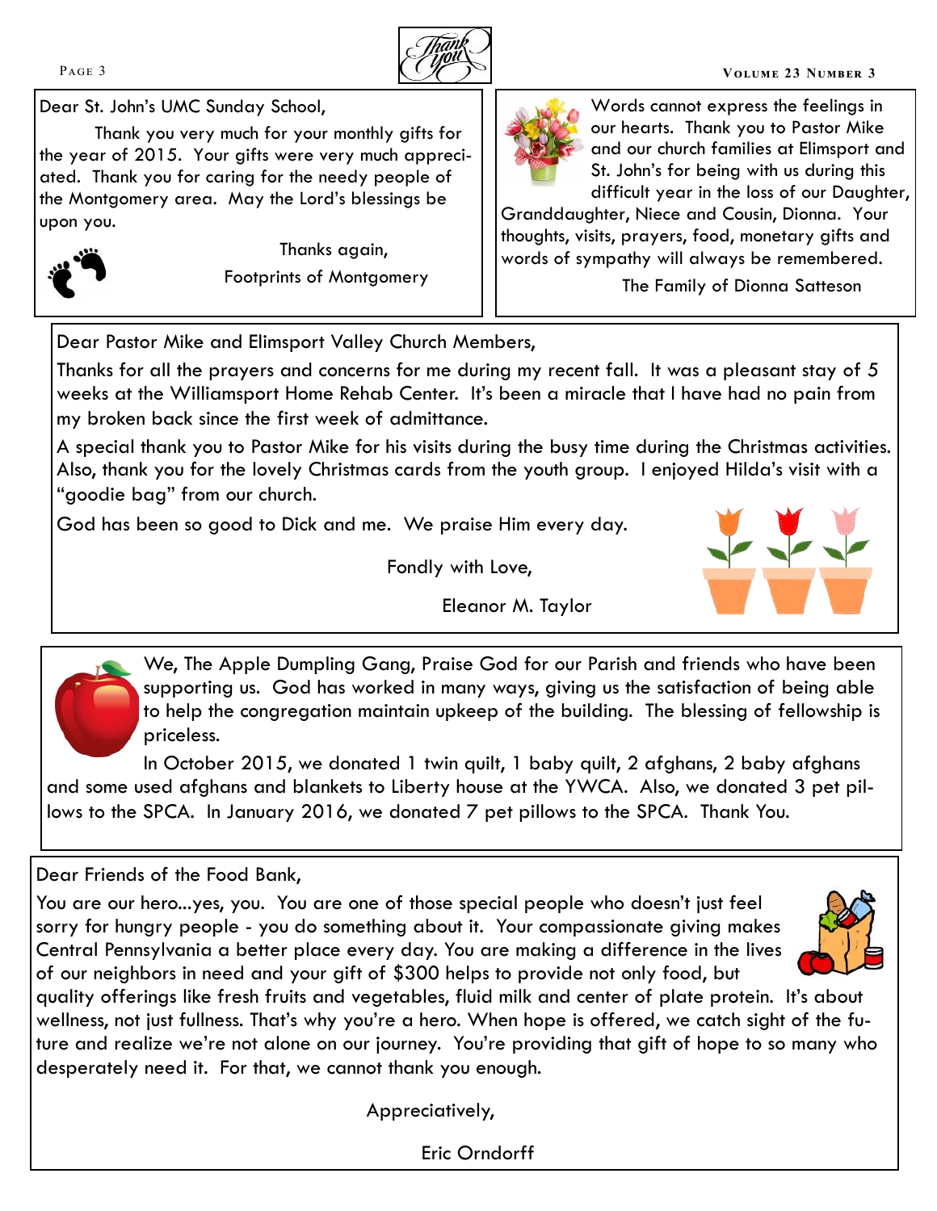Dear St. John's UMC Sunday School,

Thank you very much for your monthly gifts for the year of 2015. Your gifts were very much appreciated. Thank you for caring for the needy people of the Montgomery area. May the Lord's blessings be upon you.

Thanks again,

Footprints of Montgomery

---

Words cannot express the feelings in our hearts. Thank you to Pastor Mike and our church families at Elimsport and St. John's for being with us during this difficult year in the loss of our Daughter, Granddaughter, Niece and Cousin, Dionna. Your thoughts, visits, prayers, food, monetary gifts and words of sympathy will always be remembered.

The Family of Dionna Satteson

---

Dear Pastor Mike and Elimsport Valley Church Members,

Thanks for all the prayers and concerns for me during my recent fall. It was a pleasant stay of 5 weeks at the Williamsport Home Rehab Center. It's been a miracle that I have had no pain from my broken back since the first week of admittance.

A special thank you to Pastor Mike for his visits during the busy time during the Christmas activities. Also, thank you for the lovely Christmas cards from the youth group. I enjoyed Hilda's visit with a "goodie bag" from our church.

God has been so good to Dick and me. We praise Him every day.

Fondly with Love,

Eleanor M. Taylor

---

We, The Apple Dumpling Gang, Praise God for our Parish and friends who have been supporting us. God has worked in many ways, giving us the satisfaction of being able to help the congregation maintain upkeep of the building. The blessing of fellowship is priceless.

In October 2015, we donated 1 twin quilt, 1 baby quilt, 2 afghans, 2 baby afghans and some used afghans and blankets to Liberty house at the YWCA. Also, we donated 3 pet pillows to the SPCA. In January 2016, we donated 7 pet pillows to the SPCA. Thank You.

---

Dear Friends of the Food Bank,

You are our hero...yes, you. You are one of those special people who doesn't just feel sorry for hungry people - you do something about it. Your compassionate giving makes Central Pennsylvania a better place every day. You are making a difference in the lives of our neighbors in need and your gift of $300 helps to provide not only food, but quality offerings like fresh fruits and vegetables, fluid milk and center of plate protein. It's about wellness, not just fullness. That's why you're a hero. When hope is offered, we catch sight of the future and realize we're not alone on our journey. You're providing that gift of hope to so many who desperately need it. For that, we cannot thank you enough.

Appreciatively,

Eric Orndorff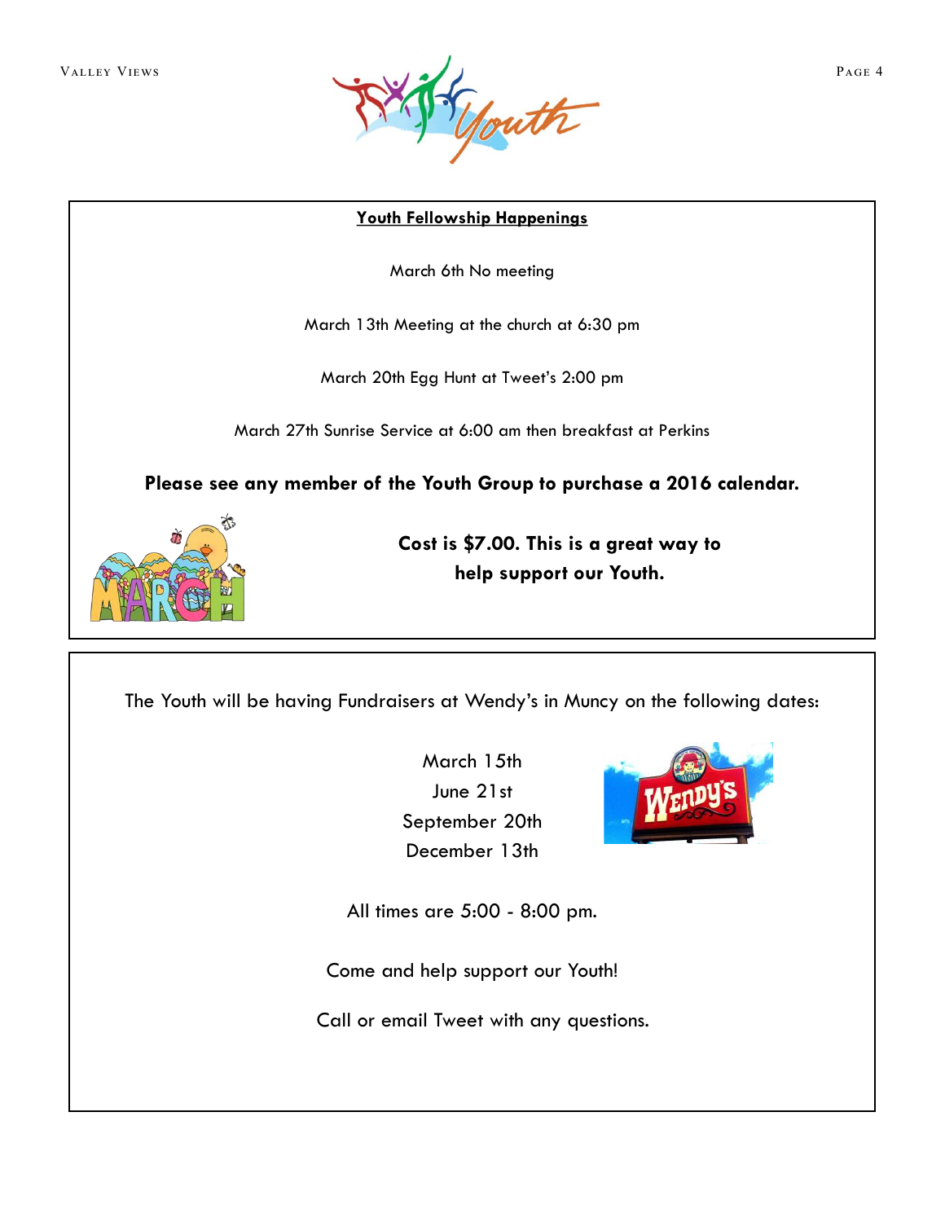**Youth Fellowship Happenings**

March 6th No meeting

March 13th Meeting at the church at 6:30 pm

March 20th Egg Hunt at Tweet's 2:00 pm

March 27th Sunrise Service at 6:00 am then breakfast at Perkins

**Please see any member of the Youth Group to purchase a 2016 calendar.**

**Cost is $7.00. This is a great way to help support our Youth.**

The Youth will be having Fundraisers at Wendy's in Muncy on the following dates:

March 15th
June 21st
September 20th
December 13th

All times are 5:00 - 8:00 pm.

Come and help support our Youth!

Call or email Tweet with any questions.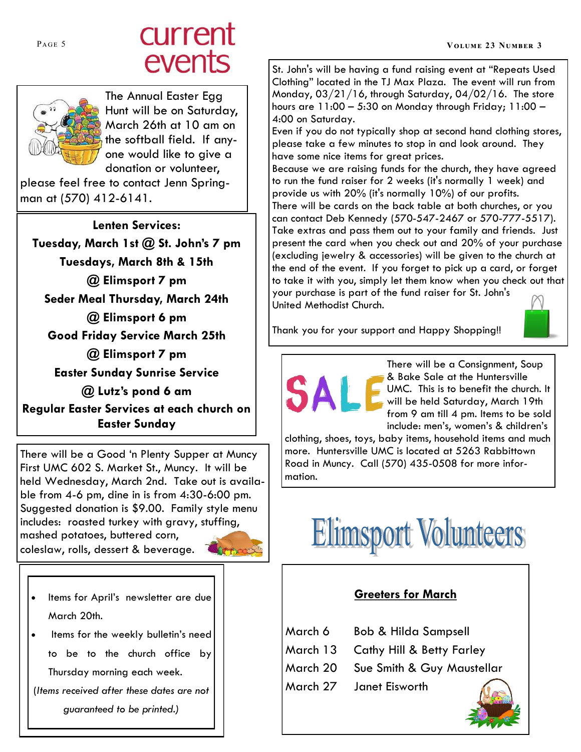# current events

The Annual Easter Egg Hunt will be on Saturday, March 26th at 10 am on the softball field. If anyone would like to give a donation or volunteer, please feel free to contact Jenn Springman at (570) 412-6141.

**Lenten Services:**

**Tuesday, March 1st @ St. John's 7 pm**

**Tuesdays, March 8th & 15th @ Elimsport 7 pm**

**Seder Meal Thursday, March 24th @ Elimsport 6 pm**

**Good Friday Service March 25th @ Elimsport 7 pm**

**Easter Sunday Sunrise Service @ Lutz's pond 6 am**

**Regular Easter Services at each church on Easter Sunday**

There will be a Good 'n Plenty Supper at Muncy First UMC 602 S. Market St., Muncy. It will be held Wednesday, March 2nd. Take out is available from 4-6 pm, dine in is from 4:30-6:00 pm. Suggested donation is $9.00. Family style menu includes: roasted turkey with gravy, stuffing, mashed potatoes, buttered corn, coleslaw, rolls, dessert & beverage.

- Items for April's newsletter are due March 20th.
- Items for the weekly bulletin's need to be to the church office by Thursday morning each week.

(*Items received after these dates are not guaranteed to be printed.*)

St. John's will be having a fund raising event at "Repeats Used Clothing" located in the TJ Max Plaza. The event will run from Monday, 03/21/16, through Saturday, 04/02/16. The store hours are 11:00 – 5:30 on Monday through Friday; 11:00 – 4:00 on Saturday.

Even if you do not typically shop at second hand clothing stores, please take a few minutes to stop in and look around. They have some nice items for great prices.

Because we are raising funds for the church, they have agreed to run the fund raiser for 2 weeks (it's normally 1 week) and provide us with 20% (it's normally 10%) of our profits.

There will be cards on the back table at both churches, or you can contact Deb Kennedy (570-547-2467 or 570-777-5517). Take extras and pass them out to your family and friends. Just present the card when you check out and 20% of your purchase (excluding jewelry & accessories) will be given to the church at the end of the event. If you forget to pick up a card, or forget to take it with you, simply let them know when you check out that your purchase is part of the fund raiser for St. John's United Methodist Church.

Thank you for your support and Happy Shopping!!

SALE

There will be a Consignment, Soup & Bake Sale at the Huntersville UMC. This is to benefit the church. It will be held Saturday, March 19th from 9 am till 4 pm. Items to be sold include: men's, women's & children's clothing, shoes, toys, baby items, household items and much more. Huntersville UMC is located at 5263 Rabbittown Road in Muncy. Call (570) 435-0508 for more information.

## Elimsport Volunteers

**Greeters for March**

| | |
|---|---|
| March 6 | Bob & Hilda Sampsell |
| March 13 | Cathy Hill & Betty Farley |
| March 20 | Sue Smith & Guy Maustellar |
| March 27 | Janet Eisworth |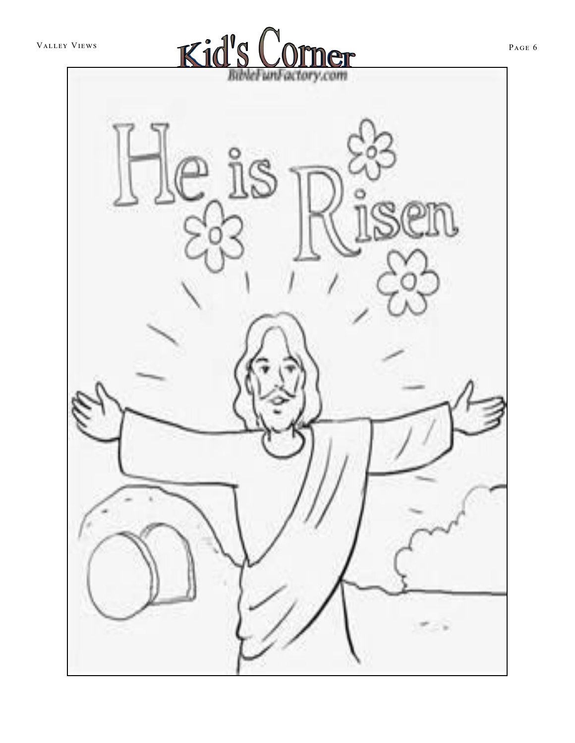# Kid's Corner

BibleFunFactory.com

He is Risen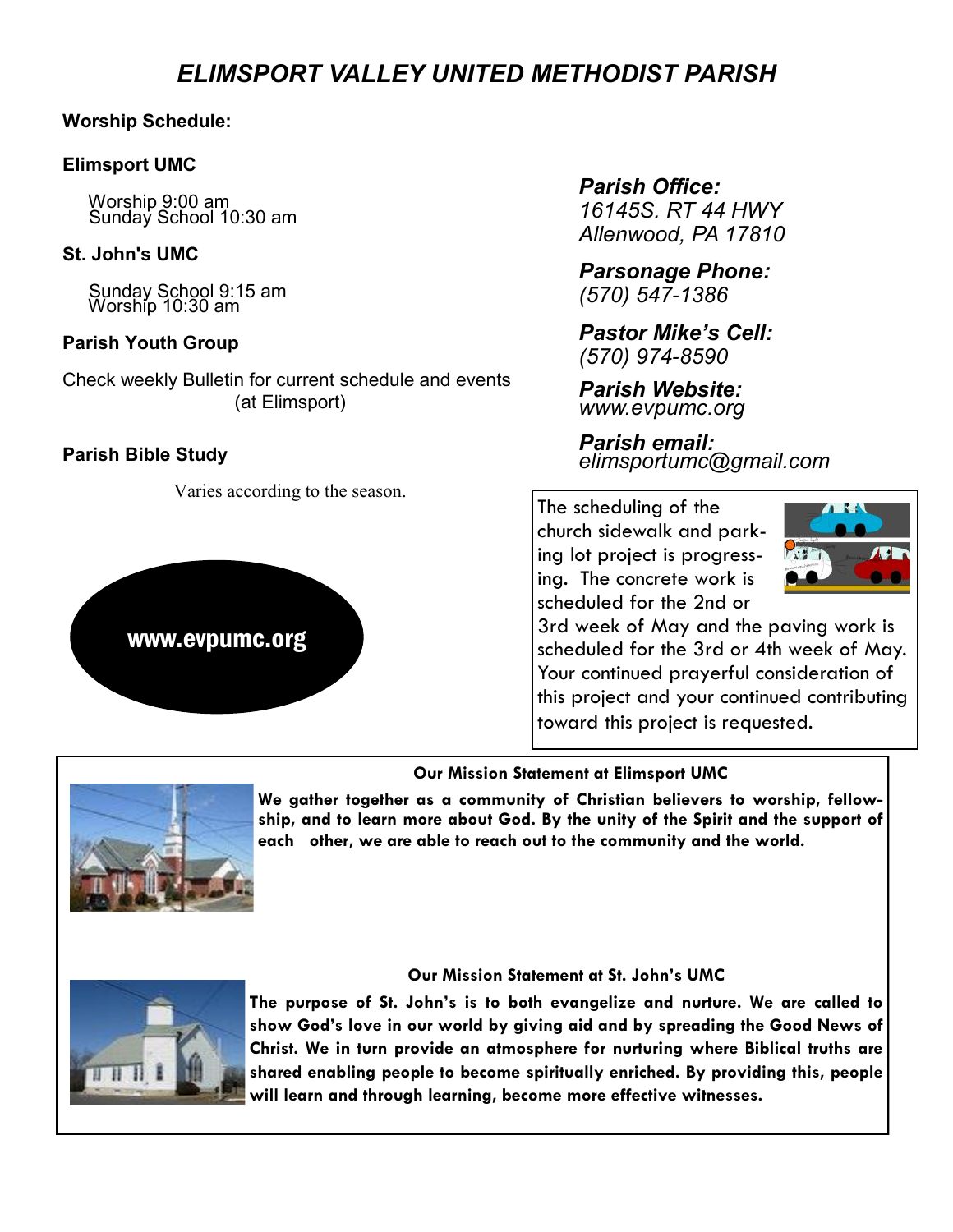# *ELIMSPORT VALLEY UNITED METHODIST PARISH*

**Worship Schedule:**

**Elimsport UMC**

Worship 9:00 am
Sunday School 10:30 am

**St. John's UMC**

Sunday School 9:15 am
Worship 10:30 am

**Parish Youth Group**

Check weekly Bulletin for current schedule and events (at Elimsport)

**Parish Bible Study**

Varies according to the season.

www.evpumc.org

***Parish Office:***
*16145S. RT 44 HWY*
*Allenwood, PA 17810*

***Parsonage Phone:***
*(570) 547-1386*

***Pastor Mike's Cell:***
*(570) 974-8590*

***Parish Website:***
*www.evpumc.org*

***Parish email:***
*elimsportumc@gmail.com*

The scheduling of the church sidewalk and parking lot project is progressing. The concrete work is scheduled for the 2nd or 3rd week of May and the paving work is scheduled for the 3rd or 4th week of May. Your continued prayerful consideration of this project and your continued contributing toward this project is requested.

**Our Mission Statement at Elimsport UMC**

**We gather together as a community of Christian believers to worship, fellowship, and to learn more about God. By the unity of the Spirit and the support of each other, we are able to reach out to the community and the world.**

**Our Mission Statement at St. John's UMC**

**The purpose of St. John's is to both evangelize and nurture. We are called to show God's love in our world by giving aid and by spreading the Good News of Christ. We in turn provide an atmosphere for nurturing where Biblical truths are shared enabling people to become spiritually enriched. By providing this, people will learn and through learning, become more effective witnesses.**